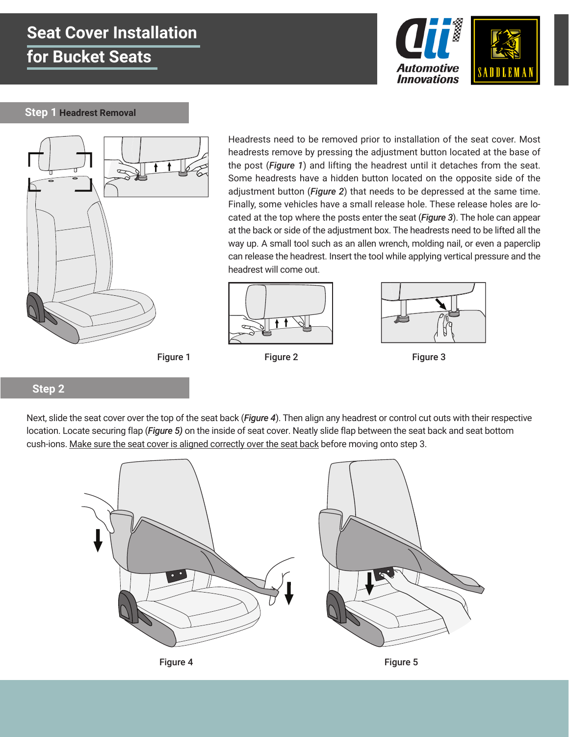# Seat Cover Installation for Bucket Seats

## Step 1 Headrest Removal

Headrests need to be removed prior to installation of the seat cover. Most headrests remove by pressing the adjustment button located at the base of the post (***Figure 1***) and lifting the headrest until it detaches from the seat. Some headrests have a hidden button located on the opposite side of the adjustment button (***Figure 2***) that needs to be depressed at the same time. Finally, some vehicles have a small release hole. These release holes are located at the top where the posts enter the seat (***Figure 3***). The hole can appear at the back or side of the adjustment box. The headrests need to be lifted all the way up. A small tool such as an allen wrench, molding nail, or even a paperclip can release the headrest. Insert the tool while applying vertical pressure and the headrest will come out.

Figure 1

Figure 2

Figure 3

## Step 2

Next, slide the seat cover over the top of the seat back (***Figure 4***). Then align any headrest or control cut outs with their respective location. Locate securing flap (***Figure 5)*** on the inside of seat cover. Neatly slide flap between the seat back and seat bottom cush-ions. Make sure the seat cover is aligned correctly over the seat back before moving onto step 3.

Figure 4

Figure 5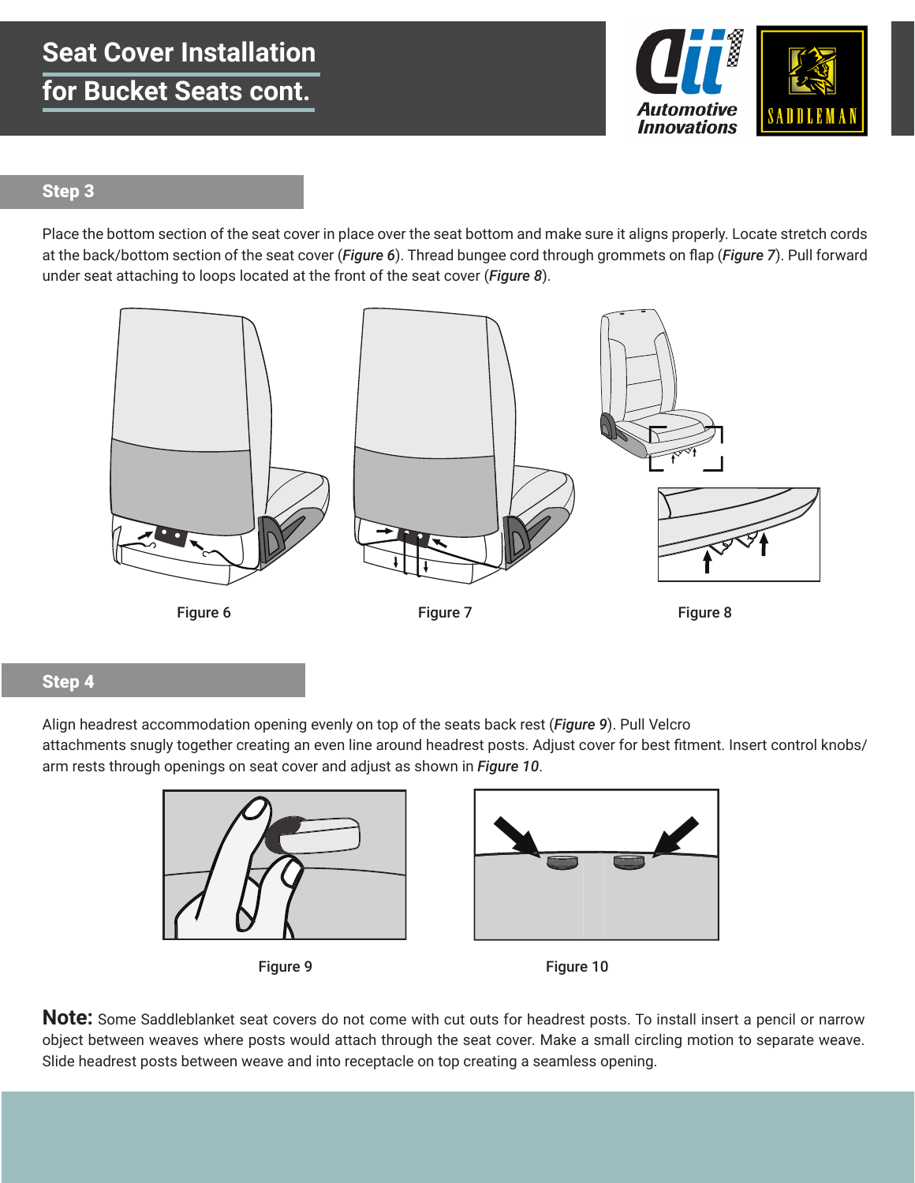# Seat Cover Installation for Bucket Seats cont.

## Step 3

Place the bottom section of the seat cover in place over the seat bottom and make sure it aligns properly. Locate stretch cords at the back/bottom section of the seat cover (***Figure 6***). Thread bungee cord through grommets on flap (***Figure 7***). Pull forward under seat attaching to loops located at the front of the seat cover (***Figure 8***).

Figure 6

Figure 7

Figure 8

## Step 4

Align headrest accommodation opening evenly on top of the seats back rest (***Figure 9***). Pull Velcro attachments snugly together creating an even line around headrest posts. Adjust cover for best fitment. Insert control knobs/ arm rests through openings on seat cover and adjust as shown in ***Figure 10***.

Figure 9

Figure 10

**Note:** Some Saddleblanket seat covers do not come with cut outs for headrest posts. To install insert a pencil or narrow object between weaves where posts would attach through the seat cover. Make a small circling motion to separate weave. Slide headrest posts between weave and into receptacle on top creating a seamless opening.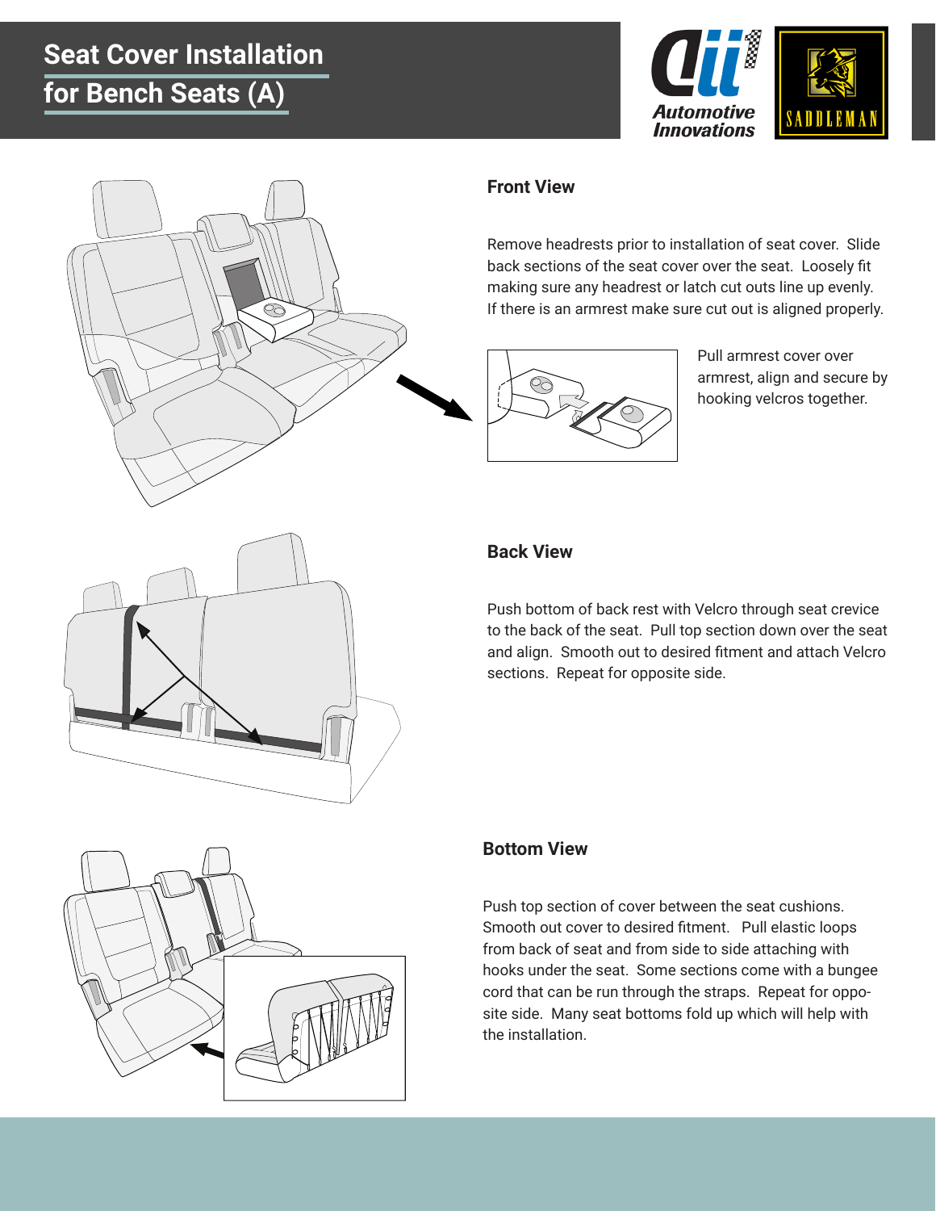# Seat Cover Installation for Bench Seats (A)

## Front View

Remove headrests prior to installation of seat cover. Slide back sections of the seat cover over the seat. Loosely fit making sure any headrest or latch cut outs line up evenly. If there is an armrest make sure cut out is aligned properly.

Pull armrest cover over armrest, align and secure by hooking velcros together.

## Back View

Push bottom of back rest with Velcro through seat crevice to the back of the seat. Pull top section down over the seat and align. Smooth out to desired fitment and attach Velcro sections. Repeat for opposite side.

## Bottom View

Push top section of cover between the seat cushions. Smooth out cover to desired fitment. Pull elastic loops from back of seat and from side to side attaching with hooks under the seat. Some sections come with a bungee cord that can be run through the straps. Repeat for opposite side. Many seat bottoms fold up which will help with the installation.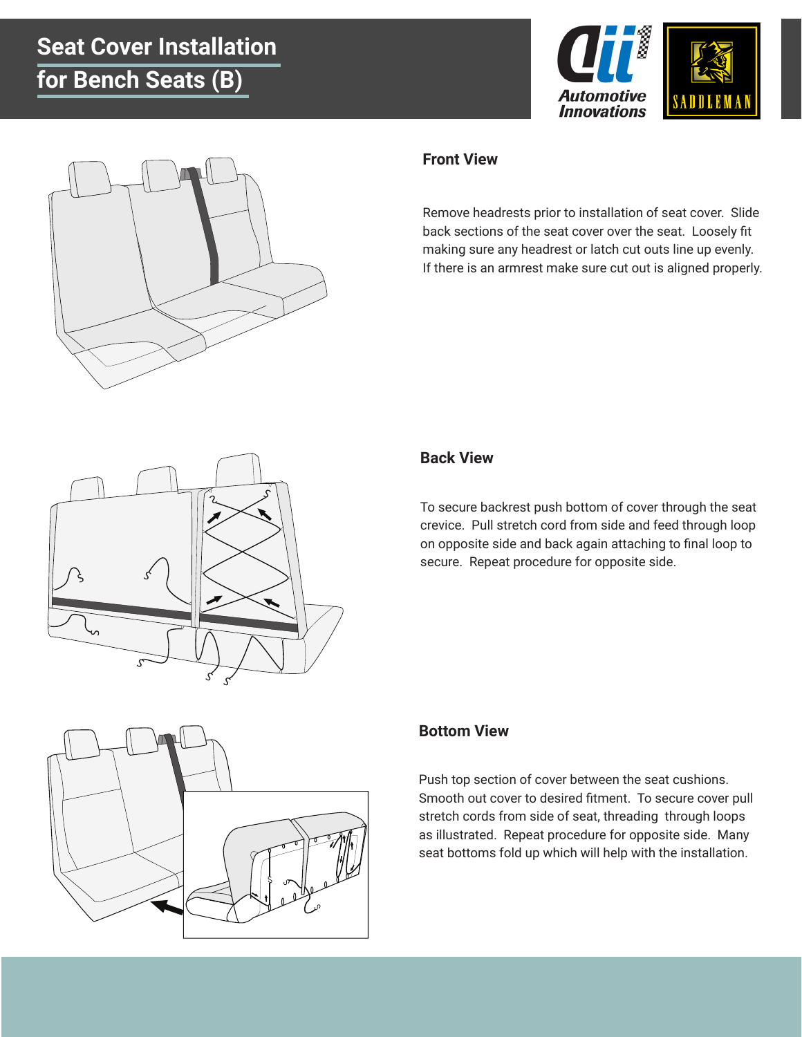# Seat Cover Installation for Bench Seats (B)

### Front View

Remove headrests prior to installation of seat cover. Slide back sections of the seat cover over the seat. Loosely fit making sure any headrest or latch cut outs line up evenly. If there is an armrest make sure cut out is aligned properly.

### Back View

To secure backrest push bottom of cover through the seat crevice. Pull stretch cord from side and feed through loop on opposite side and back again attaching to final loop to secure. Repeat procedure for opposite side.

### Bottom View

Push top section of cover between the seat cushions. Smooth out cover to desired fitment. To secure cover pull stretch cords from side of seat, threading through loops as illustrated. Repeat procedure for opposite side. Many seat bottoms fold up which will help with the installation.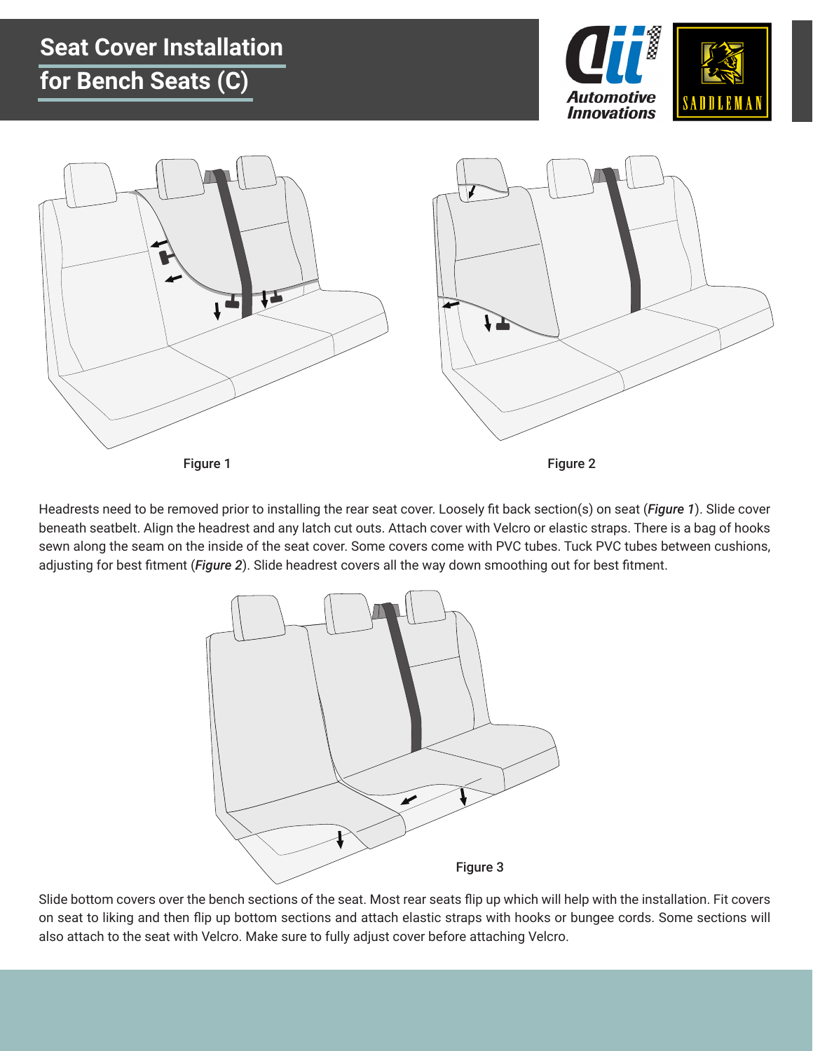# Seat Cover Installation for Bench Seats (C)

Figure 1

Figure 2

Headrests need to be removed prior to installing the rear seat cover. Loosely fit back section(s) on seat (***Figure 1***). Slide cover beneath seatbelt. Align the headrest and any latch cut outs. Attach cover with Velcro or elastic straps. There is a bag of hooks sewn along the seam on the inside of the seat cover. Some covers come with PVC tubes. Tuck PVC tubes between cushions, adjusting for best fitment (***Figure 2***). Slide headrest covers all the way down smoothing out for best fitment.

Figure 3

Slide bottom covers over the bench sections of the seat. Most rear seats flip up which will help with the installation. Fit covers on seat to liking and then flip up bottom sections and attach elastic straps with hooks or bungee cords. Some sections will also attach to the seat with Velcro. Make sure to fully adjust cover before attaching Velcro.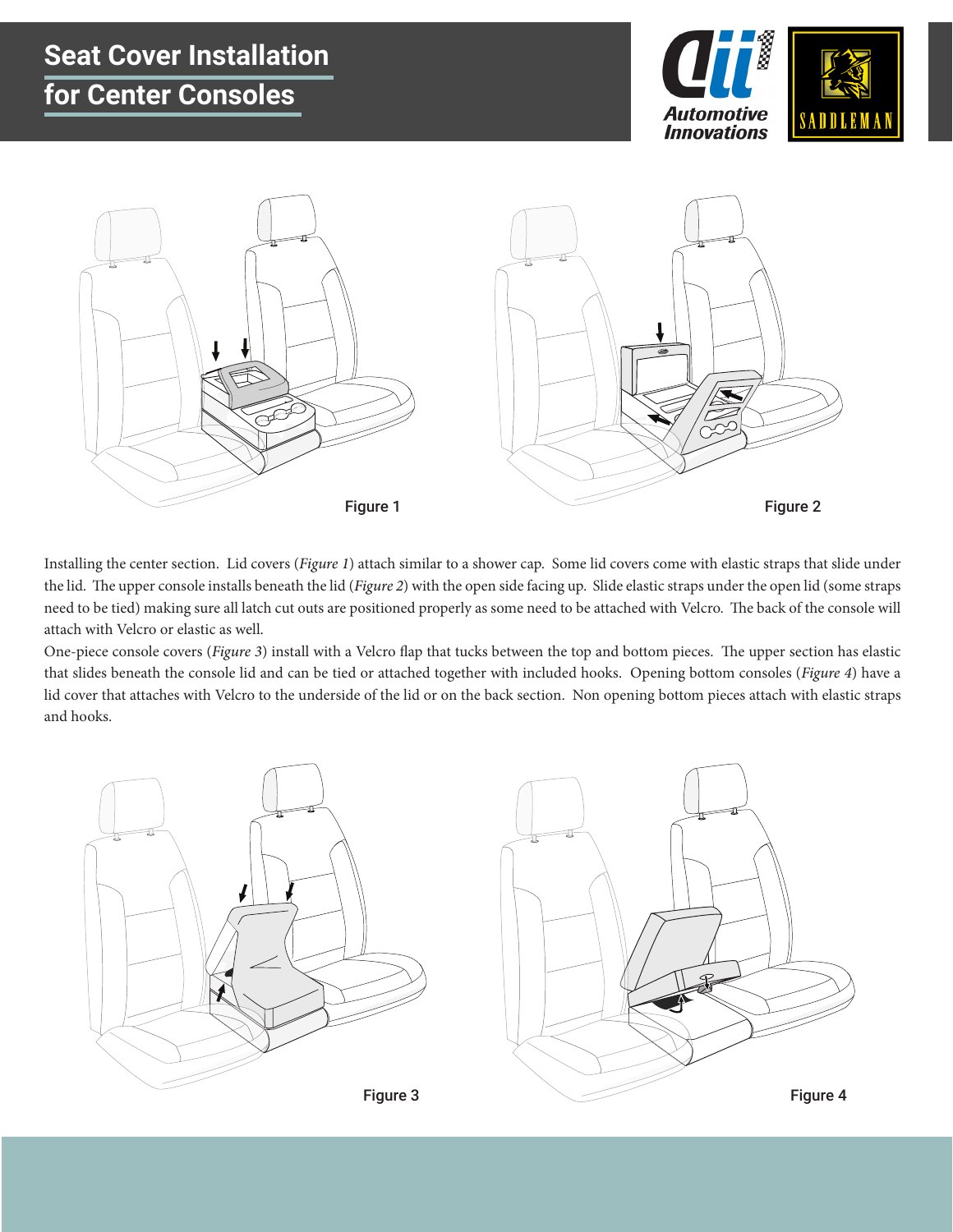# Seat Cover Installation for Center Consoles

Figure 1

Figure 2

Installing the center section. Lid covers (*Figure 1*) attach similar to a shower cap. Some lid covers come with elastic straps that slide under the lid. The upper console installs beneath the lid (*Figure 2*) with the open side facing up. Slide elastic straps under the open lid (some straps need to be tied) making sure all latch cut outs are positioned properly as some need to be attached with Velcro. The back of the console will attach with Velcro or elastic as well.

One-piece console covers (*Figure 3*) install with a Velcro flap that tucks between the top and bottom pieces. The upper section has elastic that slides beneath the console lid and can be tied or attached together with included hooks. Opening bottom consoles (*Figure 4*) have a lid cover that attaches with Velcro to the underside of the lid or on the back section. Non opening bottom pieces attach with elastic straps and hooks.

Figure 3

Figure 4